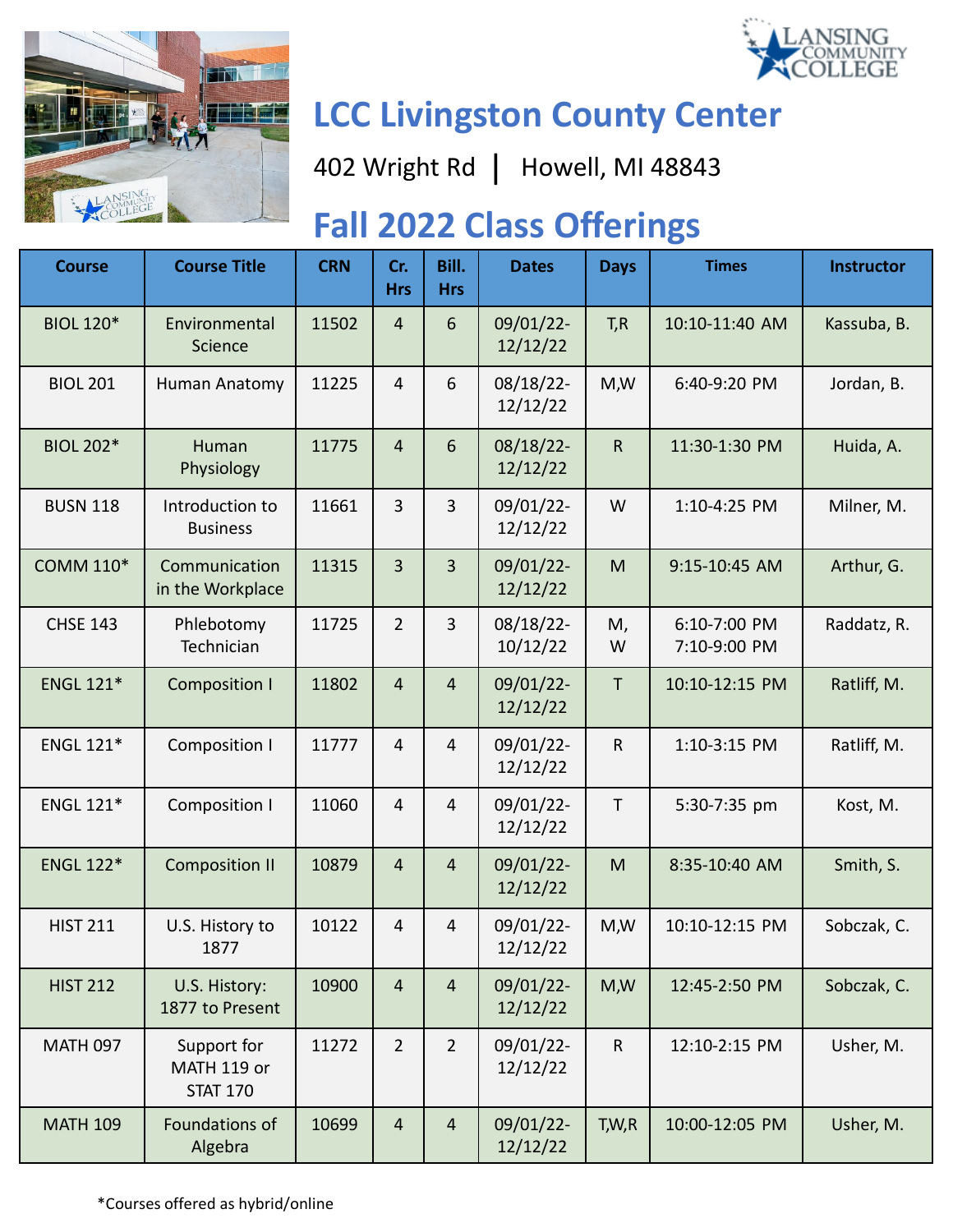# LCC Livingston County Center

402 Wright Rd | Howell, MI 48843

## Fall 2022 Class Offerings

| Course | Course Title | CRN | Cr. Hrs | Bill. Hrs | Dates | Days | Times | Instructor |
|---|---|---|---|---|---|---|---|---|
| BIOL 120* | Environmental Science | 11502 | 4 | 6 | 09/01/22-12/12/22 | T,R | 10:10-11:40 AM | Kassuba, B. |
| BIOL 201 | Human Anatomy | 11225 | 4 | 6 | 08/18/22-12/12/22 | M,W | 6:40-9:20 PM | Jordan, B. |
| BIOL 202* | Human Physiology | 11775 | 4 | 6 | 08/18/22-12/12/22 | R | 11:30-1:30 PM | Huida, A. |
| BUSN 118 | Introduction to Business | 11661 | 3 | 3 | 09/01/22-12/12/22 | W | 1:10-4:25 PM | Milner, M. |
| COMM 110* | Communication in the Workplace | 11315 | 3 | 3 | 09/01/22-12/12/22 | M | 9:15-10:45 AM | Arthur, G. |
| CHSE 143 | Phlebotomy Technician | 11725 | 2 | 3 | 08/18/22-10/12/22 | M, W | 6:10-7:00 PM 7:10-9:00 PM | Raddatz, R. |
| ENGL 121* | Composition I | 11802 | 4 | 4 | 09/01/22-12/12/22 | T | 10:10-12:15 PM | Ratliff, M. |
| ENGL 121* | Composition I | 11777 | 4 | 4 | 09/01/22-12/12/22 | R | 1:10-3:15 PM | Ratliff, M. |
| ENGL 121* | Composition I | 11060 | 4 | 4 | 09/01/22-12/12/22 | T | 5:30-7:35 pm | Kost, M. |
| ENGL 122* | Composition II | 10879 | 4 | 4 | 09/01/22-12/12/22 | M | 8:35-10:40 AM | Smith, S. |
| HIST 211 | U.S. History to 1877 | 10122 | 4 | 4 | 09/01/22-12/12/22 | M,W | 10:10-12:15 PM | Sobczak, C. |
| HIST 212 | U.S. History: 1877 to Present | 10900 | 4 | 4 | 09/01/22-12/12/22 | M,W | 12:45-2:50 PM | Sobczak, C. |
| MATH 097 | Support for MATH 119 or STAT 170 | 11272 | 2 | 2 | 09/01/22-12/12/22 | R | 12:10-2:15 PM | Usher, M. |
| MATH 109 | Foundations of Algebra | 10699 | 4 | 4 | 09/01/22-12/12/22 | T,W,R | 10:00-12:05 PM | Usher, M. |

*Courses offered as hybrid/online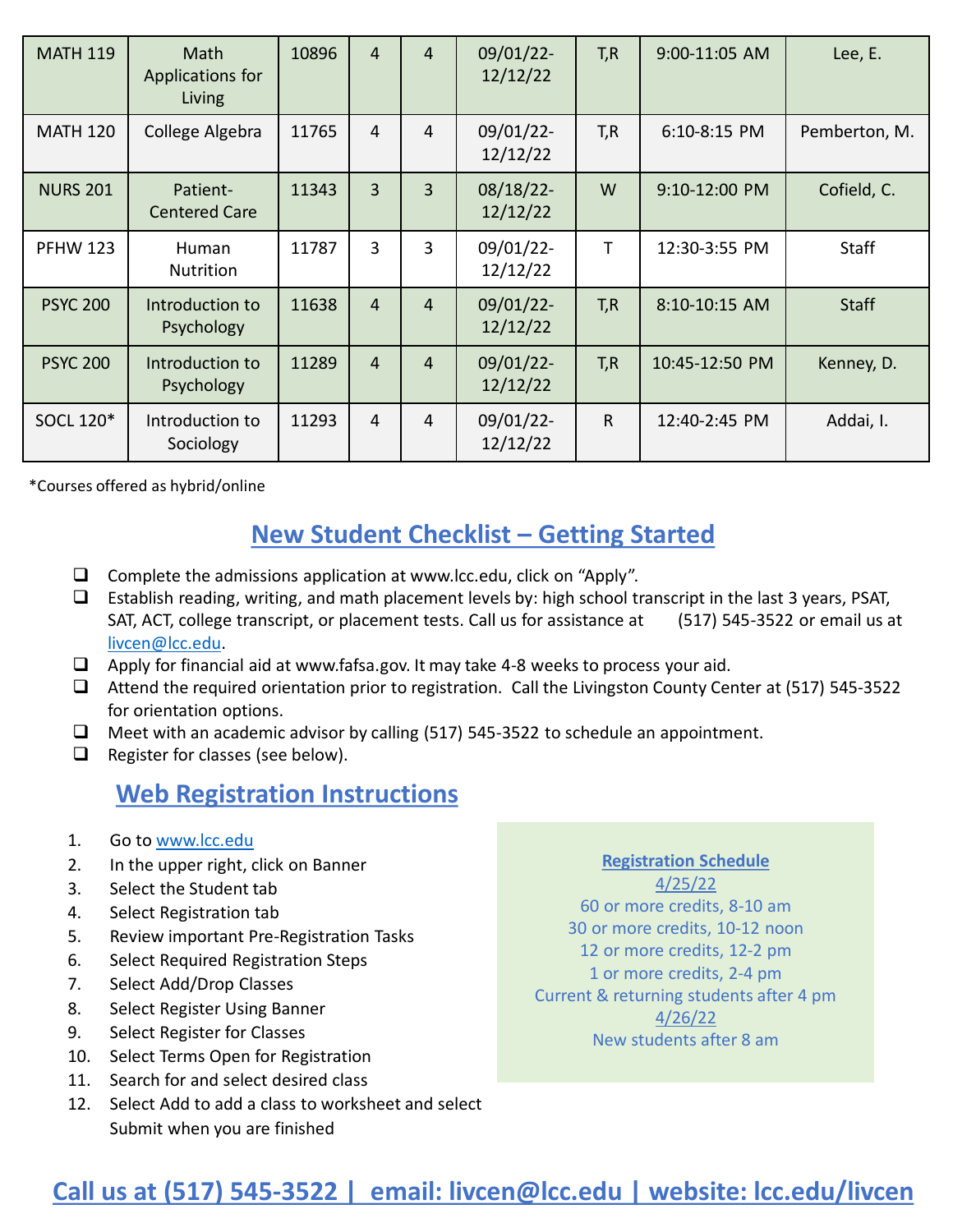| | | | | | | | | |
|---|---|---|---|---|---|---|---|---|
| MATH 119 | Math Applications for Living | 10896 | 4 | 4 | 09/01/22-12/12/22 | T,R | 9:00-11:05 AM | Lee, E. |
| MATH 120 | College Algebra | 11765 | 4 | 4 | 09/01/22-12/12/22 | T,R | 6:10-8:15 PM | Pemberton, M. |
| NURS 201 | Patient-Centered Care | 11343 | 3 | 3 | 08/18/22-12/12/22 | W | 9:10-12:00 PM | Cofield, C. |
| PFHW 123 | Human Nutrition | 11787 | 3 | 3 | 09/01/22-12/12/22 | T | 12:30-3:55 PM | Staff |
| PSYC 200 | Introduction to Psychology | 11638 | 4 | 4 | 09/01/22-12/12/22 | T,R | 8:10-10:15 AM | Staff |
| PSYC 200 | Introduction to Psychology | 11289 | 4 | 4 | 09/01/22-12/12/22 | T,R | 10:45-12:50 PM | Kenney, D. |
| SOCL 120* | Introduction to Sociology | 11293 | 4 | 4 | 09/01/22-12/12/22 | R | 12:40-2:45 PM | Addai, I. |

*Courses offered as hybrid/online

## New Student Checklist – Getting Started

- ❑ Complete the admissions application at www.lcc.edu, click on "Apply".
- ❑ Establish reading, writing, and math placement levels by: high school transcript in the last 3 years, PSAT, SAT, ACT, college transcript, or placement tests. Call us for assistance at (517) 545-3522 or email us at livcen@lcc.edu.
- ❑ Apply for financial aid at www.fafsa.gov. It may take 4-8 weeks to process your aid.
- ❑ Attend the required orientation prior to registration. Call the Livingston County Center at (517) 545-3522 for orientation options.
- ❑ Meet with an academic advisor by calling (517) 545-3522 to schedule an appointment.
- ❑ Register for classes (see below).

## Web Registration Instructions

1. Go to www.lcc.edu
2. In the upper right, click on Banner
3. Select the Student tab
4. Select Registration tab
5. Review important Pre-Registration Tasks
6. Select Required Registration Steps
7. Select Add/Drop Classes
8. Select Register Using Banner
9. Select Register for Classes
10. Select Terms Open for Registration
11. Search for and select desired class
12. Select Add to add a class to worksheet and select Submit when you are finished

**Registration Schedule**

4/25/22
60 or more credits, 8-10 am
30 or more credits, 10-12 noon
12 or more credits, 12-2 pm
1 or more credits, 2-4 pm
Current & returning students after 4 pm

4/26/22
New students after 8 am

## Call us at (517) 545-3522 | email: livcen@lcc.edu | website: lcc.edu/livcen